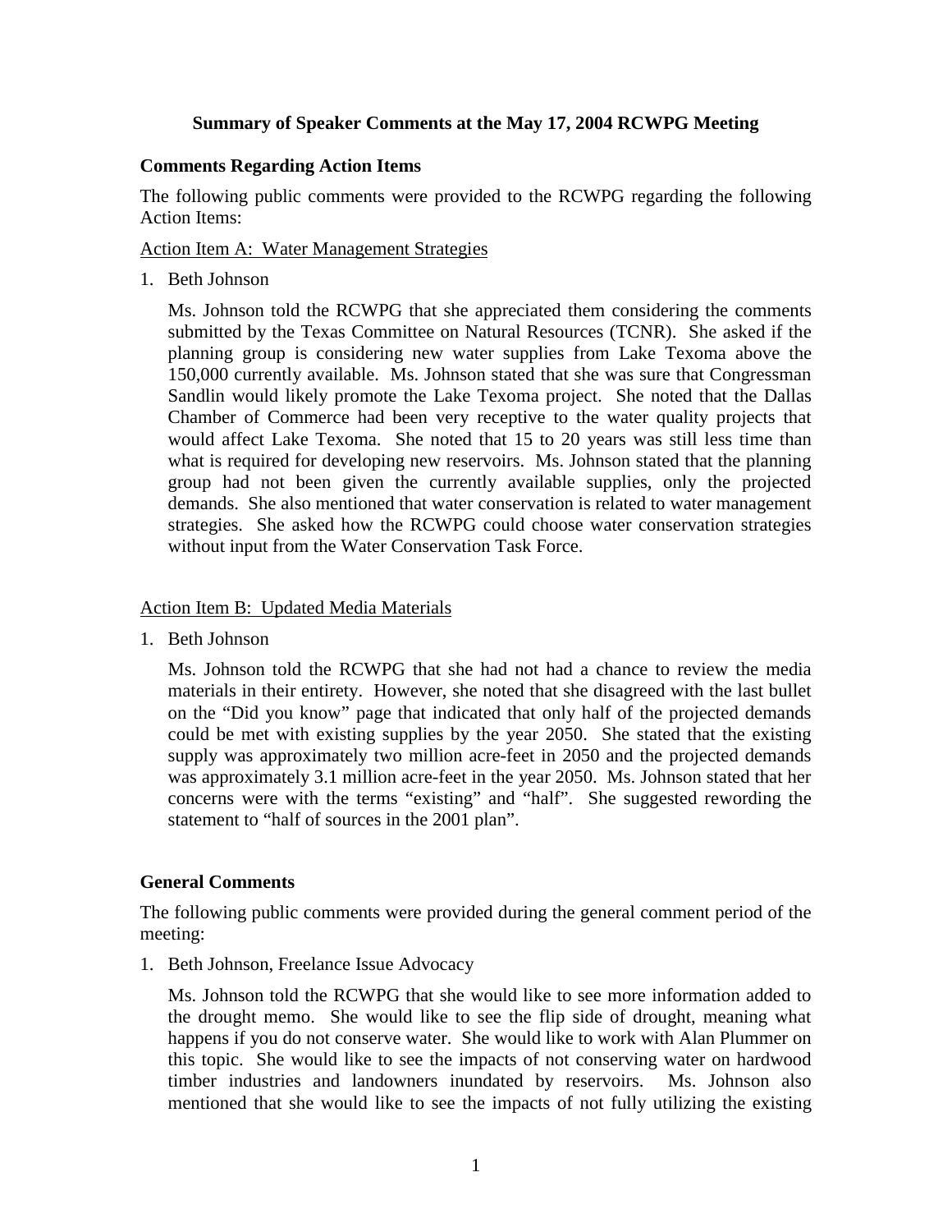# Summary of Speaker Comments at the May 17, 2004 RCWPG Meeting

## Comments Regarding Action Items

The following public comments were provided to the RCWPG regarding the following Action Items:

Action Item A: Water Management Strategies

1. Beth Johnson

   Ms. Johnson told the RCWPG that she appreciated them considering the comments submitted by the Texas Committee on Natural Resources (TCNR). She asked if the planning group is considering new water supplies from Lake Texoma above the 150,000 currently available. Ms. Johnson stated that she was sure that Congressman Sandlin would likely promote the Lake Texoma project. She noted that the Dallas Chamber of Commerce had been very receptive to the water quality projects that would affect Lake Texoma. She noted that 15 to 20 years was still less time than what is required for developing new reservoirs. Ms. Johnson stated that the planning group had not been given the currently available supplies, only the projected demands. She also mentioned that water conservation is related to water management strategies. She asked how the RCWPG could choose water conservation strategies without input from the Water Conservation Task Force.

Action Item B: Updated Media Materials

1. Beth Johnson

   Ms. Johnson told the RCWPG that she had not had a chance to review the media materials in their entirety. However, she noted that she disagreed with the last bullet on the "Did you know" page that indicated that only half of the projected demands could be met with existing supplies by the year 2050. She stated that the existing supply was approximately two million acre-feet in 2050 and the projected demands was approximately 3.1 million acre-feet in the year 2050. Ms. Johnson stated that her concerns were with the terms "existing" and "half". She suggested rewording the statement to "half of sources in the 2001 plan".

## General Comments

The following public comments were provided during the general comment period of the meeting:

1. Beth Johnson, Freelance Issue Advocacy

   Ms. Johnson told the RCWPG that she would like to see more information added to the drought memo. She would like to see the flip side of drought, meaning what happens if you do not conserve water. She would like to work with Alan Plummer on this topic. She would like to see the impacts of not conserving water on hardwood timber industries and landowners inundated by reservoirs. Ms. Johnson also mentioned that she would like to see the impacts of not fully utilizing the existing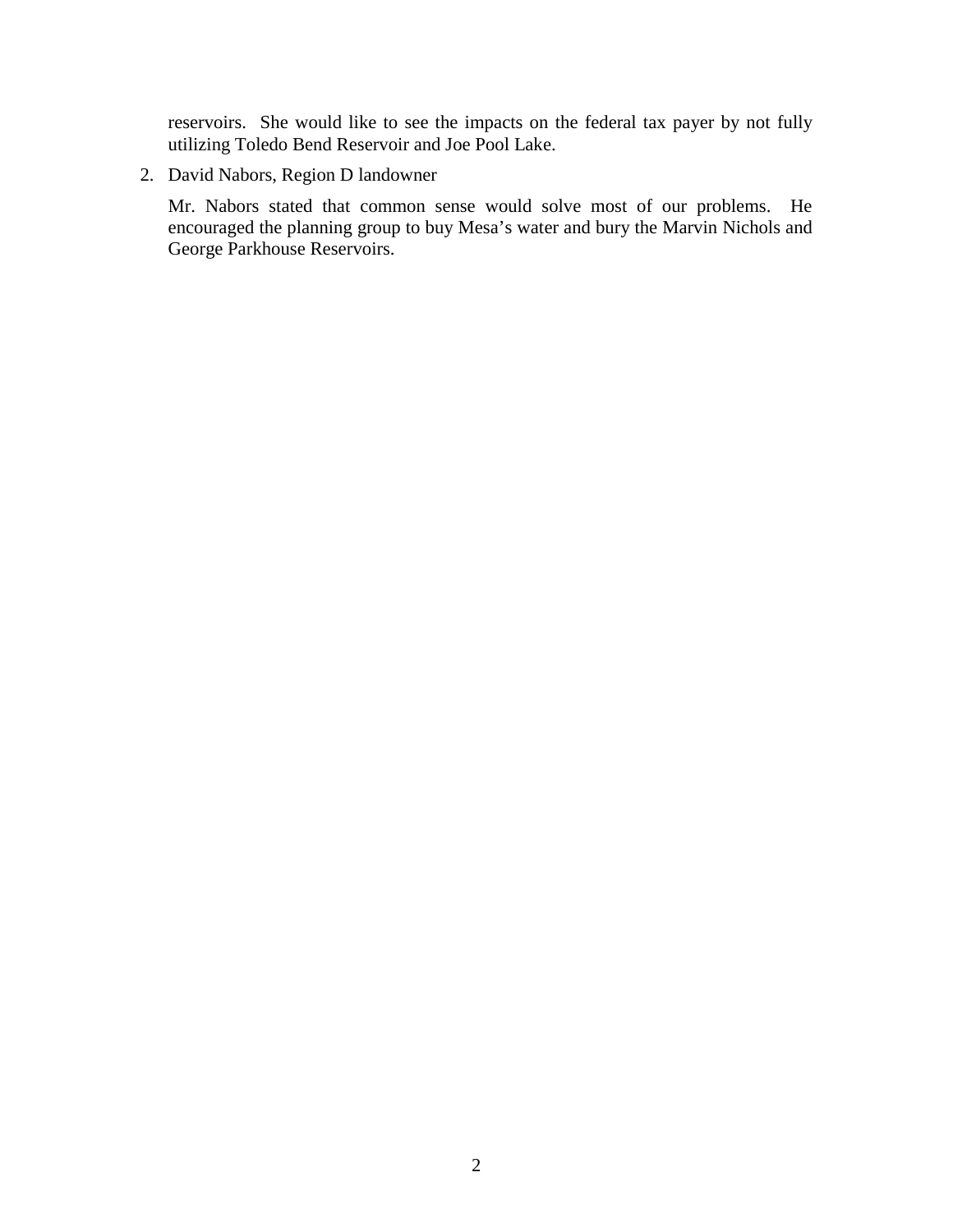reservoirs. She would like to see the impacts on the federal tax payer by not fully utilizing Toledo Bend Reservoir and Joe Pool Lake.

2. David Nabors, Region D landowner

   Mr. Nabors stated that common sense would solve most of our problems. He encouraged the planning group to buy Mesa's water and bury the Marvin Nichols and George Parkhouse Reservoirs.